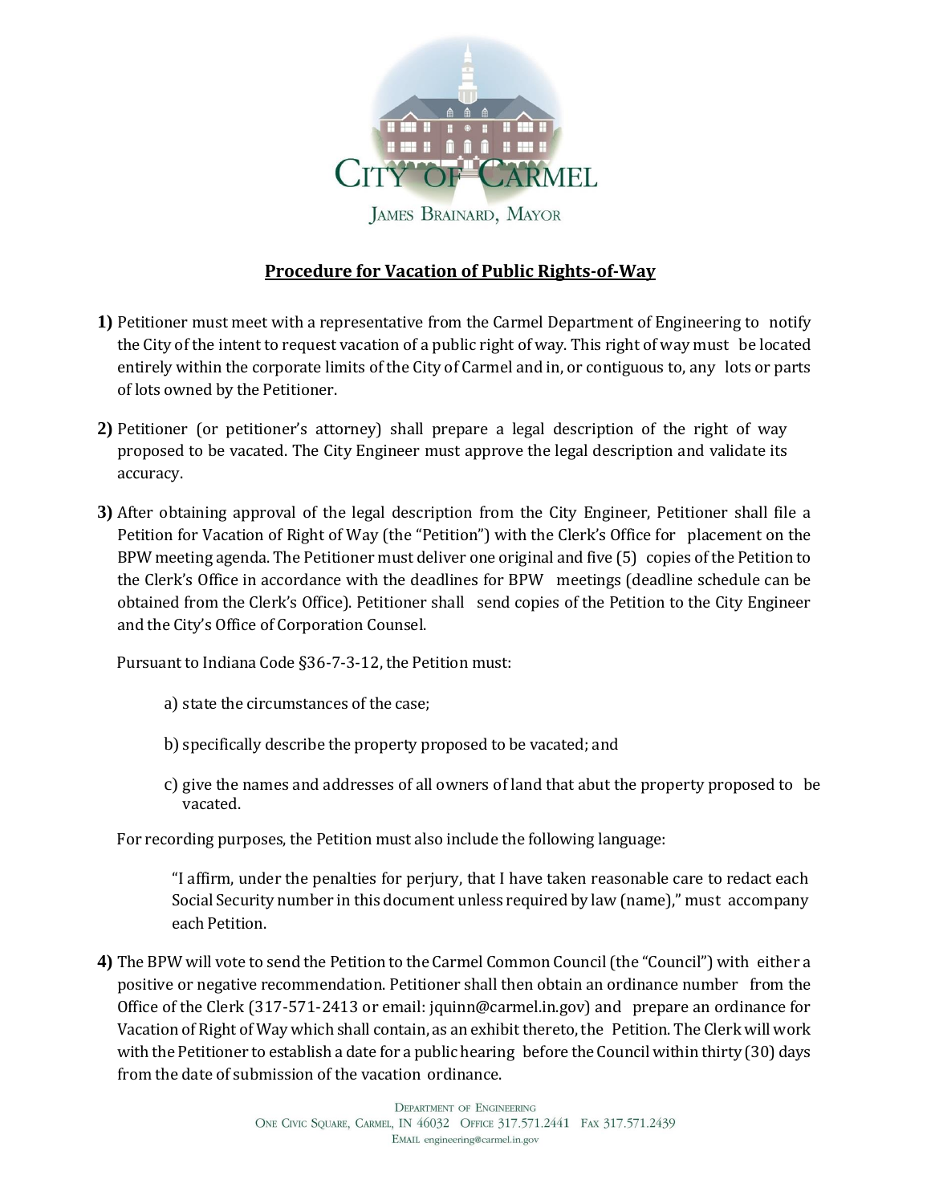CITY OF CARMEL

JAMES BRAINARD, MAYOR

## Procedure for Vacation of Public Rights-of-Way

**1)** Petitioner must meet with a representative from the Carmel Department of Engineering to notify the City of the intent to request vacation of a public right of way. This right of way must be located entirely within the corporate limits of the City of Carmel and in, or contiguous to, any lots or parts of lots owned by the Petitioner.

**2)** Petitioner (or petitioner's attorney) shall prepare a legal description of the right of way proposed to be vacated. The City Engineer must approve the legal description and validate its accuracy.

**3)** After obtaining approval of the legal description from the City Engineer, Petitioner shall file a Petition for Vacation of Right of Way (the "Petition") with the Clerk's Office for placement on the BPW meeting agenda. The Petitioner must deliver one original and five (5) copies of the Petition to the Clerk's Office in accordance with the deadlines for BPW meetings (deadline schedule can be obtained from the Clerk's Office). Petitioner shall send copies of the Petition to the City Engineer and the City's Office of Corporation Counsel.

Pursuant to Indiana Code §36-7-3-12, the Petition must:

a) state the circumstances of the case;

b) specifically describe the property proposed to be vacated; and

c) give the names and addresses of all owners of land that abut the property proposed to be vacated.

For recording purposes, the Petition must also include the following language:

> "I affirm, under the penalties for perjury, that I have taken reasonable care to redact each Social Security number in this document unless required by law (name)," must accompany each Petition.

**4)** The BPW will vote to send the Petition to the Carmel Common Council (the "Council") with either a positive or negative recommendation. Petitioner shall then obtain an ordinance number from the Office of the Clerk (317-571-2413 or email: jquinn@carmel.in.gov) and prepare an ordinance for Vacation of Right of Way which shall contain, as an exhibit thereto, the Petition. The Clerk will work with the Petitioner to establish a date for a public hearing before the Council within thirty (30) days from the date of submission of the vacation ordinance.

DEPARTMENT OF ENGINEERING
ONE CIVIC SQUARE, CARMEL, IN 46032 OFFICE 317.571.2441 FAX 317.571.2439
EMAIL engineering@carmel.in.gov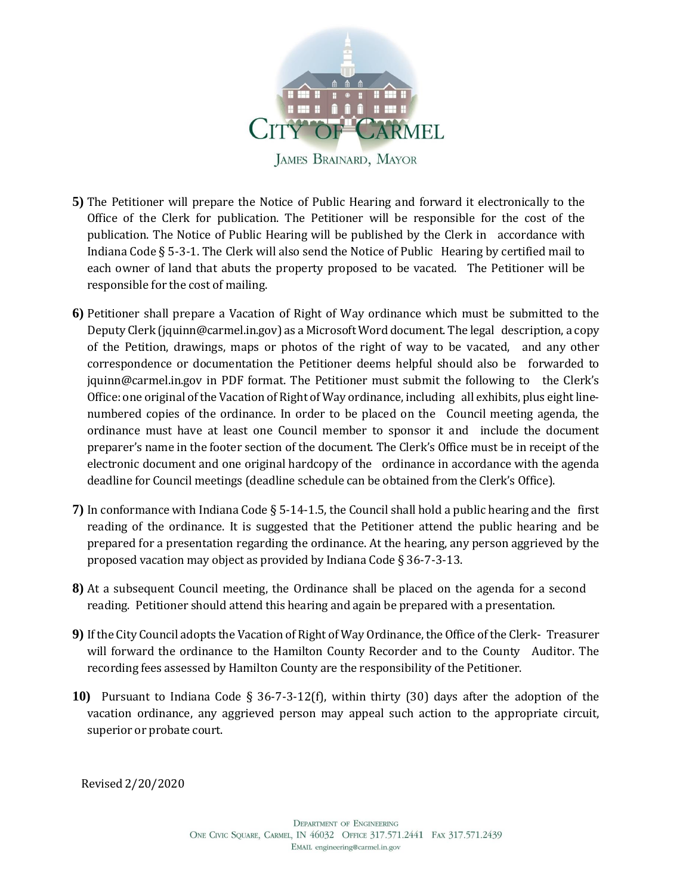5) The Petitioner will prepare the Notice of Public Hearing and forward it electronically to the Office of the Clerk for publication. The Petitioner will be responsible for the cost of the publication. The Notice of Public Hearing will be published by the Clerk in accordance with Indiana Code § 5-3-1. The Clerk will also send the Notice of Public Hearing by certified mail to each owner of land that abuts the property proposed to be vacated. The Petitioner will be responsible for the cost of mailing.

6) Petitioner shall prepare a Vacation of Right of Way ordinance which must be submitted to the Deputy Clerk (jquinn@carmel.in.gov) as a Microsoft Word document. The legal description, a copy of the Petition, drawings, maps or photos of the right of way to be vacated, and any other correspondence or documentation the Petitioner deems helpful should also be forwarded to jquinn@carmel.in.gov in PDF format. The Petitioner must submit the following to the Clerk's Office: one original of the Vacation of Right of Way ordinance, including all exhibits, plus eight line-numbered copies of the ordinance. In order to be placed on the Council meeting agenda, the ordinance must have at least one Council member to sponsor it and include the document preparer's name in the footer section of the document. The Clerk's Office must be in receipt of the electronic document and one original hardcopy of the ordinance in accordance with the agenda deadline for Council meetings (deadline schedule can be obtained from the Clerk's Office).

7) In conformance with Indiana Code § 5-14-1.5, the Council shall hold a public hearing and the first reading of the ordinance. It is suggested that the Petitioner attend the public hearing and be prepared for a presentation regarding the ordinance. At the hearing, any person aggrieved by the proposed vacation may object as provided by Indiana Code § 36-7-3-13.

8) At a subsequent Council meeting, the Ordinance shall be placed on the agenda for a second reading. Petitioner should attend this hearing and again be prepared with a presentation.

9) If the City Council adopts the Vacation of Right of Way Ordinance, the Office of the Clerk- Treasurer will forward the ordinance to the Hamilton County Recorder and to the County Auditor. The recording fees assessed by Hamilton County are the responsibility of the Petitioner.

10) Pursuant to Indiana Code § 36-7-3-12(f), within thirty (30) days after the adoption of the vacation ordinance, any aggrieved person may appeal such action to the appropriate circuit, superior or probate court.

Revised 2/20/2020